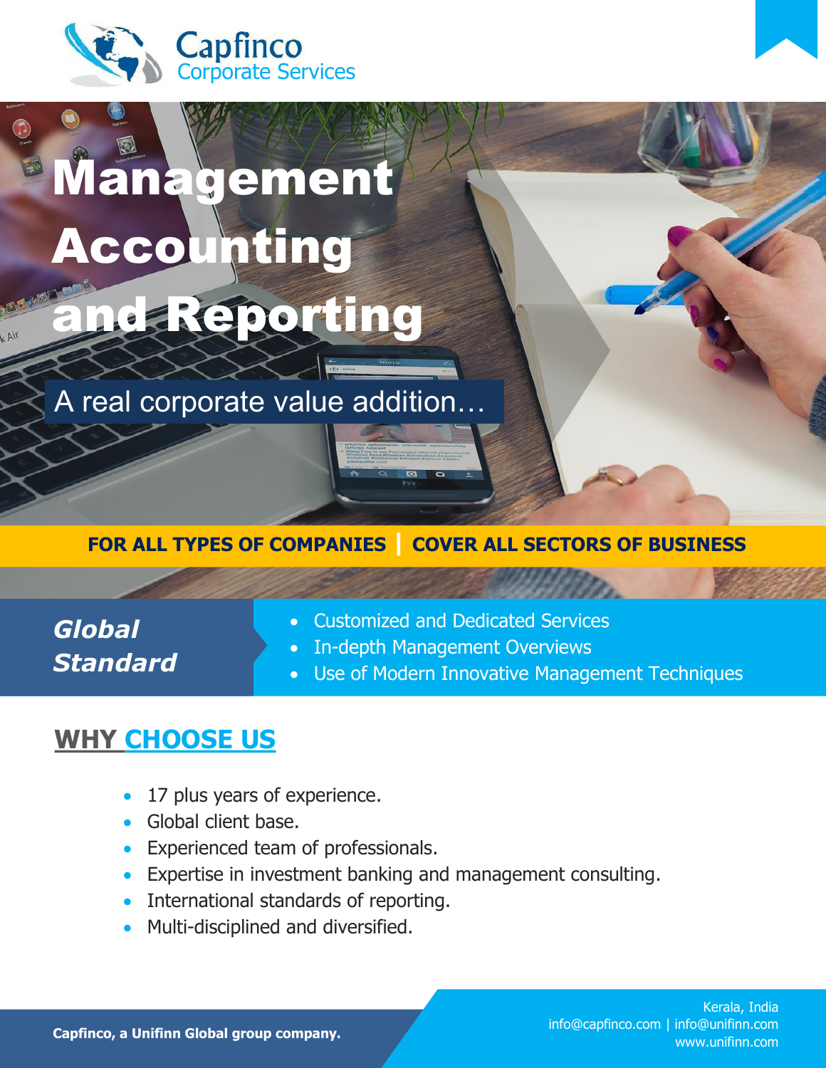Capfinco
Corporate Services

# Management Accounting and Reporting

A real corporate value addition…

**FOR ALL TYPES OF COMPANIES | COVER ALL SECTORS OF BUSINESS**

***Global Standard***

- Customized and Dedicated Services
- In-depth Management Overviews
- Use of Modern Innovative Management Techniques

## WHY CHOOSE US

- 17 plus years of experience.
- Global client base.
- Experienced team of professionals.
- Expertise in investment banking and management consulting.
- International standards of reporting.
- Multi-disciplined and diversified.

**Capfinco, a Unifinn Global group company.**

Kerala, India
info@capfinco.com | info@unifinn.com
www.unifinn.com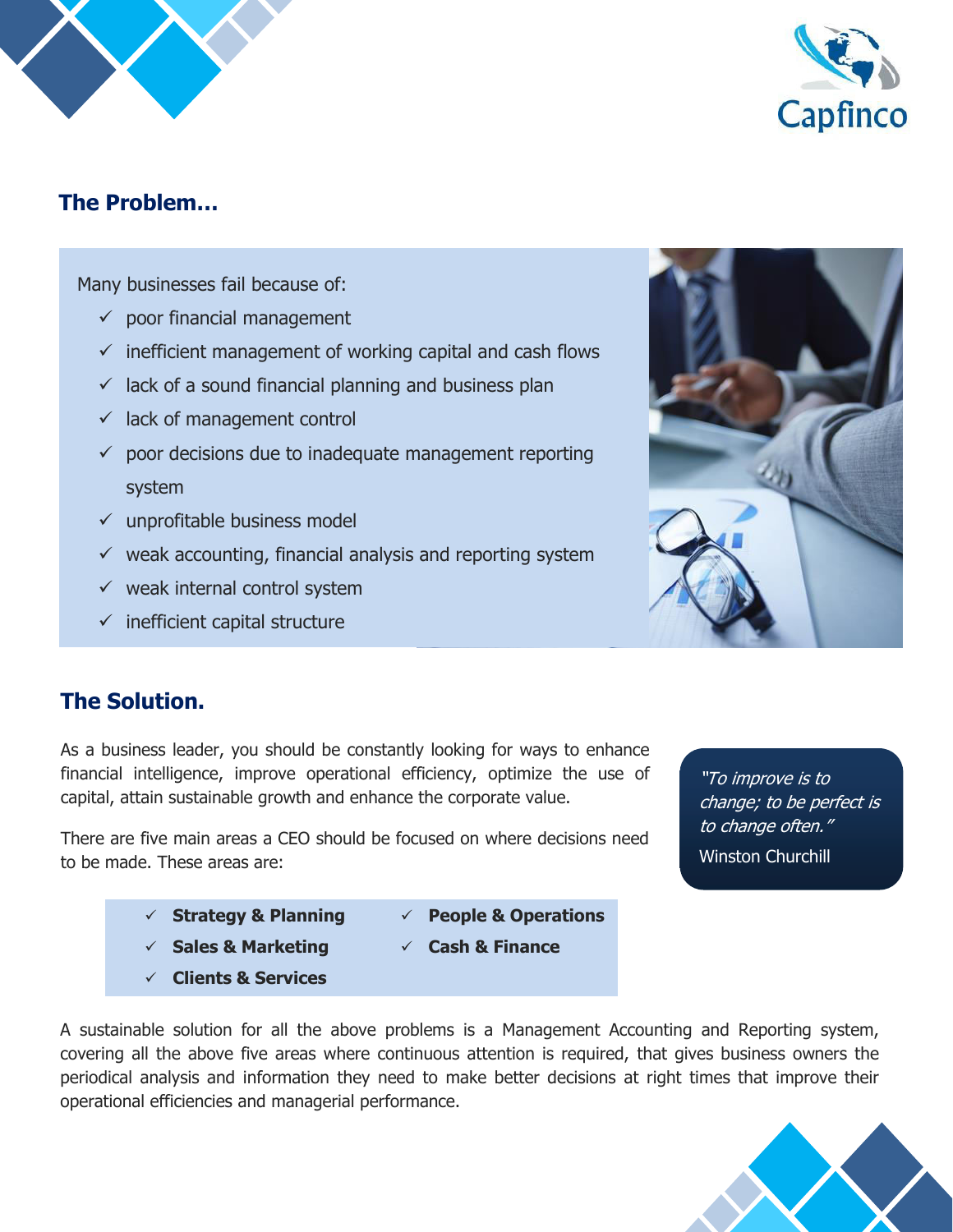## The Problem…

Many businesses fail because of:

- ✓ poor financial management
- ✓ inefficient management of working capital and cash flows
- ✓ lack of a sound financial planning and business plan
- ✓ lack of management control
- ✓ poor decisions due to inadequate management reporting system
- ✓ unprofitable business model
- ✓ weak accounting, financial analysis and reporting system
- ✓ weak internal control system
- ✓ inefficient capital structure

## The Solution.

As a business leader, you should be constantly looking for ways to enhance financial intelligence, improve operational efficiency, optimize the use of capital, attain sustainable growth and enhance the corporate value.

There are five main areas a CEO should be focused on where decisions need to be made. These areas are:

- ✓ **Strategy & Planning**
- ✓ **Sales & Marketing**
- ✓ **Clients & Services**
- ✓ **People & Operations**
- ✓ **Cash & Finance**

> *"To improve is to change; to be perfect is to change often."*
> Winston Churchill

A sustainable solution for all the above problems is a Management Accounting and Reporting system, covering all the above five areas where continuous attention is required, that gives business owners the periodical analysis and information they need to make better decisions at right times that improve their operational efficiencies and managerial performance.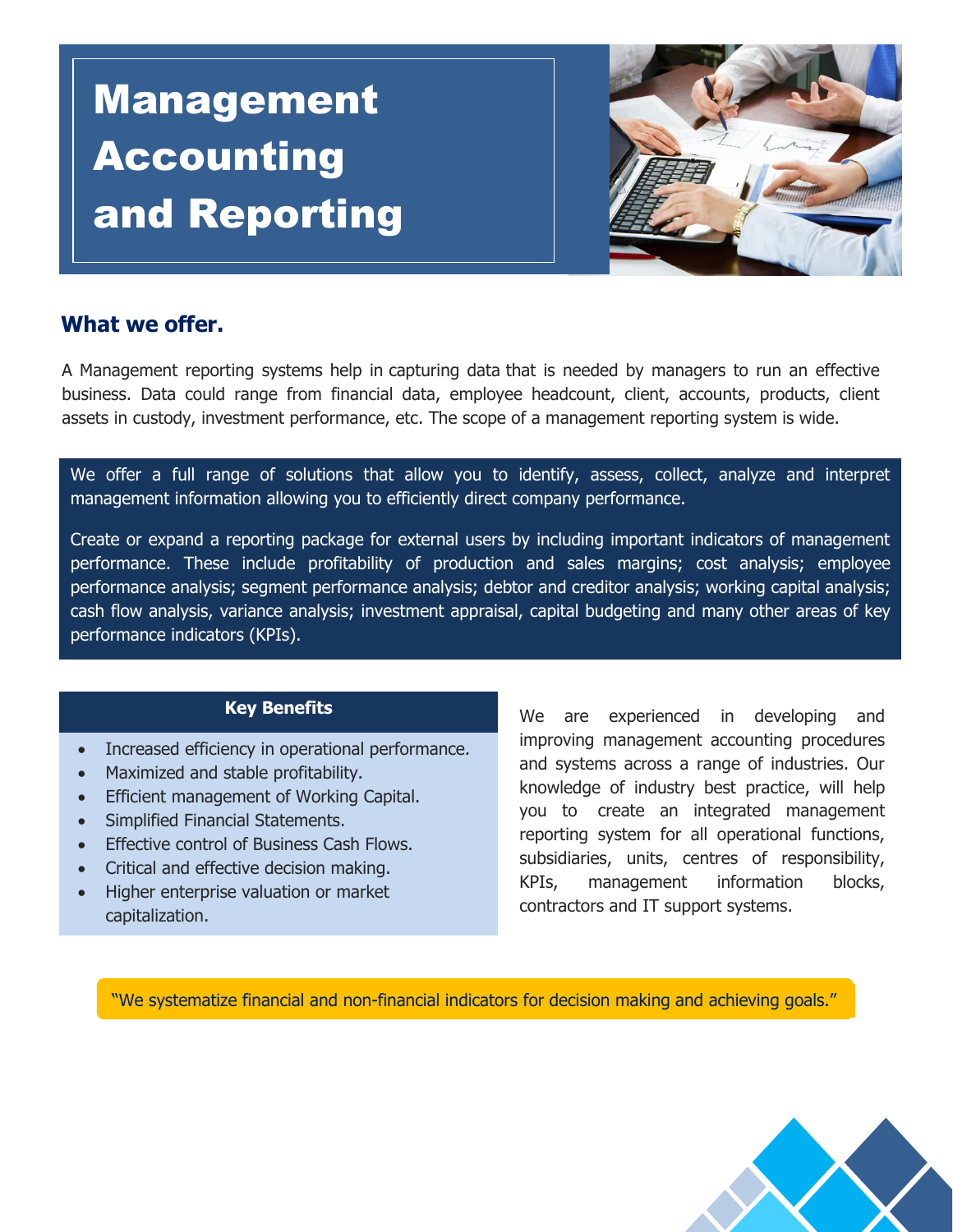# Management Accounting and Reporting

## What we offer.

A Management reporting systems help in capturing data that is needed by managers to run an effective business. Data could range from financial data, employee headcount, client, accounts, products, client assets in custody, investment performance, etc. The scope of a management reporting system is wide.

We offer a full range of solutions that allow you to identify, assess, collect, analyze and interpret management information allowing you to efficiently direct company performance.

Create or expand a reporting package for external users by including important indicators of management performance. These include profitability of production and sales margins; cost analysis; employee performance analysis; segment performance analysis; debtor and creditor analysis; working capital analysis; cash flow analysis, variance analysis; investment appraisal, capital budgeting and many other areas of key performance indicators (KPIs).

### Key Benefits

- Increased efficiency in operational performance.
- Maximized and stable profitability.
- Efficient management of Working Capital.
- Simplified Financial Statements.
- Effective control of Business Cash Flows.
- Critical and effective decision making.
- Higher enterprise valuation or market capitalization.

We are experienced in developing and improving management accounting procedures and systems across a range of industries. Our knowledge of industry best practice, will help you to create an integrated management reporting system for all operational functions, subsidiaries, units, centres of responsibility, KPIs, management information blocks, contractors and IT support systems.

"We systematize financial and non-financial indicators for decision making and achieving goals."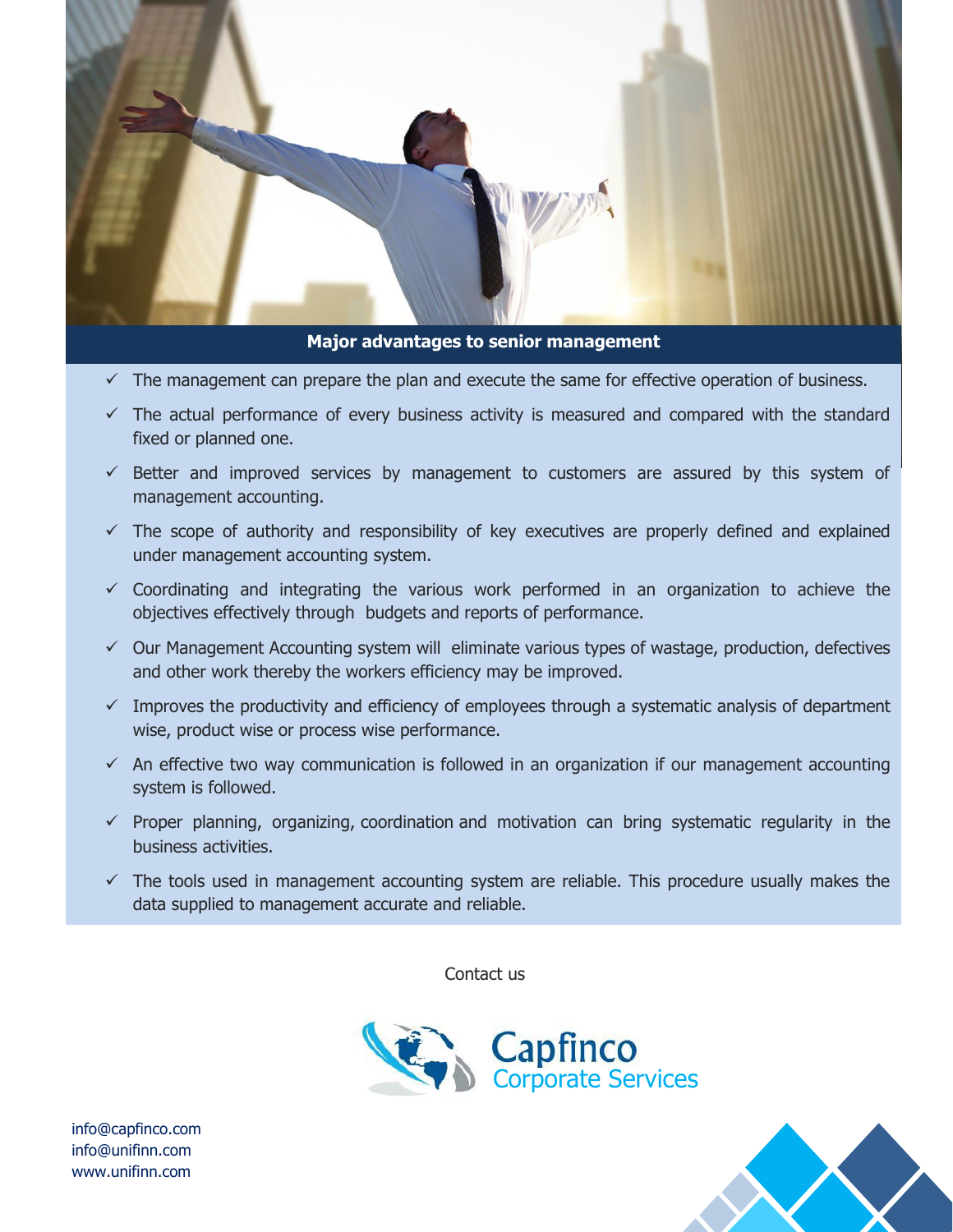## Major advantages to senior management

- ✓ The management can prepare the plan and execute the same for effective operation of business.
- ✓ The actual performance of every business activity is measured and compared with the standard fixed or planned one.
- ✓ Better and improved services by management to customers are assured by this system of management accounting.
- ✓ The scope of authority and responsibility of key executives are properly defined and explained under management accounting system.
- ✓ Coordinating and integrating the various work performed in an organization to achieve the objectives effectively through budgets and reports of performance.
- ✓ Our Management Accounting system will eliminate various types of wastage, production, defectives and other work thereby the workers efficiency may be improved.
- ✓ Improves the productivity and efficiency of employees through a systematic analysis of department wise, product wise or process wise performance.
- ✓ An effective two way communication is followed in an organization if our management accounting system is followed.
- ✓ Proper planning, organizing, coordination and motivation can bring systematic regularity in the business activities.
- ✓ The tools used in management accounting system are reliable. This procedure usually makes the data supplied to management accurate and reliable.

Contact us

Capfinco
Corporate Services

info@capfinco.com
info@unifinn.com
www.unifinn.com